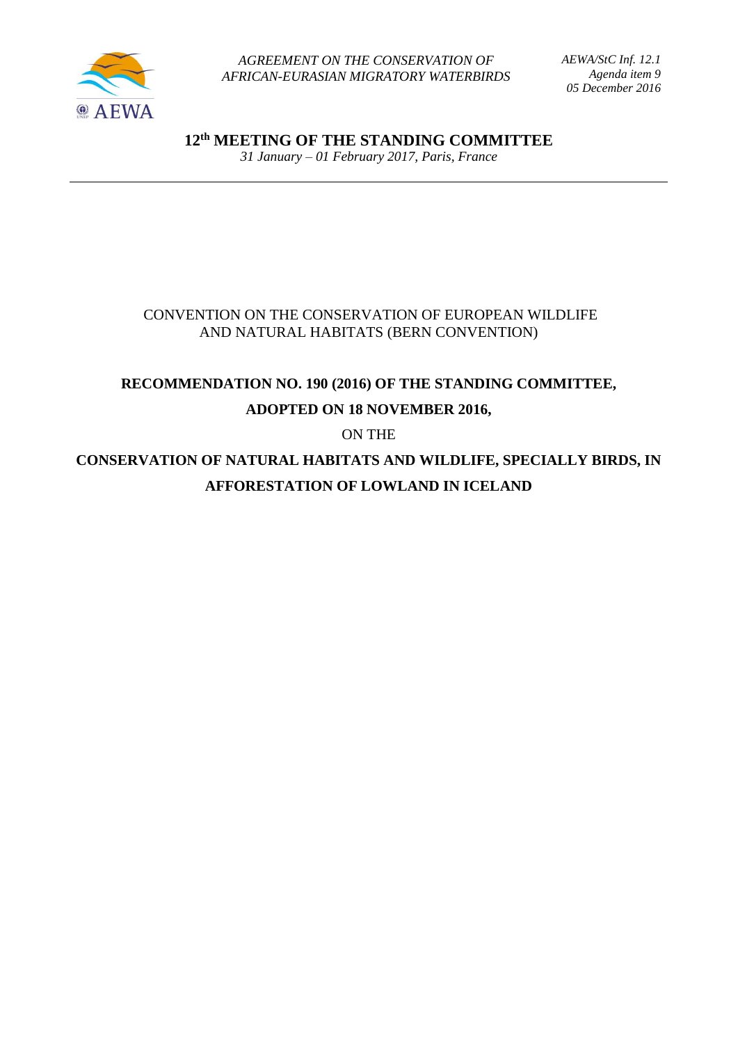*AGREEMENT ON THE CONSERVATION OF AFRICAN-EURASIAN MIGRATORY WATERBIRDS*

*AEWA/StC Inf. 12.1*
*Agenda item 9*
*05 December 2016*

# 12th MEETING OF THE STANDING COMMITTEE

*31 January – 01 February 2017, Paris, France*

---

CONVENTION ON THE CONSERVATION OF EUROPEAN WILDLIFE AND NATURAL HABITATS (BERN CONVENTION)

## RECOMMENDATION NO. 190 (2016) OF THE STANDING COMMITTEE, ADOPTED ON 18 NOVEMBER 2016,

ON THE

## CONSERVATION OF NATURAL HABITATS AND WILDLIFE, SPECIALLY BIRDS, IN AFFORESTATION OF LOWLAND IN ICELAND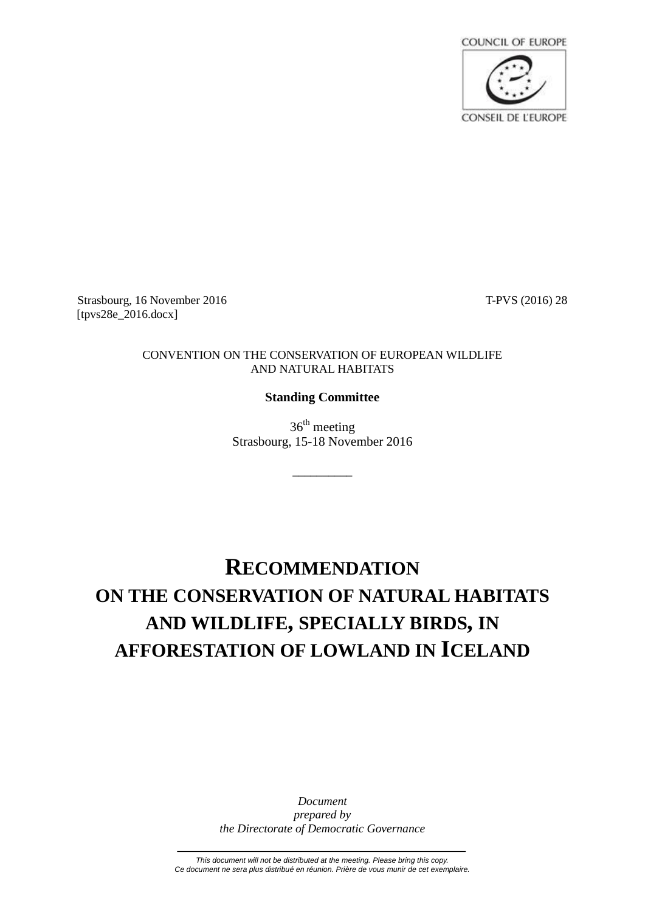COUNCIL OF EUROPE

CONSEIL DE L'EUROPE

Strasbourg, 16 November 2016 T-PVS (2016) 28

[tpvs28e_2016.docx]

CONVENTION ON THE CONSERVATION OF EUROPEAN WILDLIFE AND NATURAL HABITATS

**Standing Committee**

36th meeting
Strasbourg, 15-18 November 2016

---

# RECOMMENDATION ON THE CONSERVATION OF NATURAL HABITATS AND WILDLIFE, SPECIALLY BIRDS, IN AFFORESTATION OF LOWLAND IN ICELAND

*Document prepared by the Directorate of Democratic Governance*

*This document will not be distributed at the meeting. Please bring this copy.*
*Ce document ne sera plus distribué en réunion. Prière de vous munir de cet exemplaire.*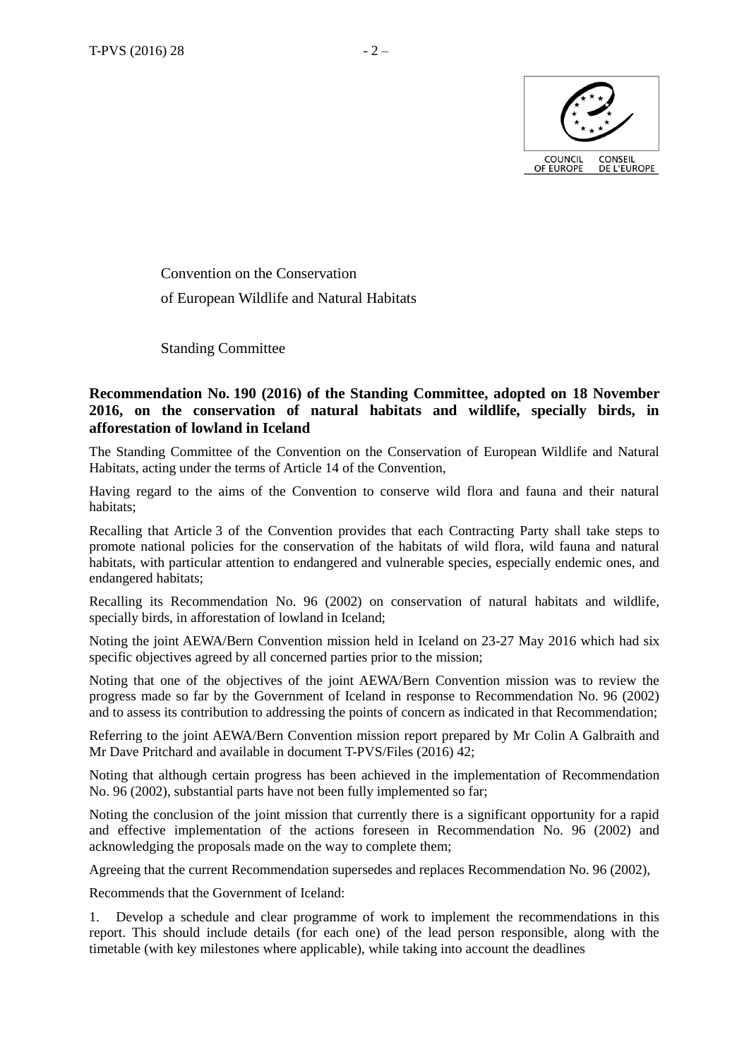Convention on the Conservation

of European Wildlife and Natural Habitats

Standing Committee

**Recommendation No. 190 (2016) of the Standing Committee, adopted on 18 November 2016, on the conservation of natural habitats and wildlife, specially birds, in afforestation of lowland in Iceland**

The Standing Committee of the Convention on the Conservation of European Wildlife and Natural Habitats, acting under the terms of Article 14 of the Convention,

Having regard to the aims of the Convention to conserve wild flora and fauna and their natural habitats;

Recalling that Article 3 of the Convention provides that each Contracting Party shall take steps to promote national policies for the conservation of the habitats of wild flora, wild fauna and natural habitats, with particular attention to endangered and vulnerable species, especially endemic ones, and endangered habitats;

Recalling its Recommendation No. 96 (2002) on conservation of natural habitats and wildlife, specially birds, in afforestation of lowland in Iceland;

Noting the joint AEWA/Bern Convention mission held in Iceland on 23-27 May 2016 which had six specific objectives agreed by all concerned parties prior to the mission;

Noting that one of the objectives of the joint AEWA/Bern Convention mission was to review the progress made so far by the Government of Iceland in response to Recommendation No. 96 (2002) and to assess its contribution to addressing the points of concern as indicated in that Recommendation;

Referring to the joint AEWA/Bern Convention mission report prepared by Mr Colin A Galbraith and Mr Dave Pritchard and available in document T-PVS/Files (2016) 42;

Noting that although certain progress has been achieved in the implementation of Recommendation No. 96 (2002), substantial parts have not been fully implemented so far;

Noting the conclusion of the joint mission that currently there is a significant opportunity for a rapid and effective implementation of the actions foreseen in Recommendation No. 96 (2002) and acknowledging the proposals made on the way to complete them;

Agreeing that the current Recommendation supersedes and replaces Recommendation No. 96 (2002),

Recommends that the Government of Iceland:

1. Develop a schedule and clear programme of work to implement the recommendations in this report. This should include details (for each one) of the lead person responsible, along with the timetable (with key milestones where applicable), while taking into account the deadlines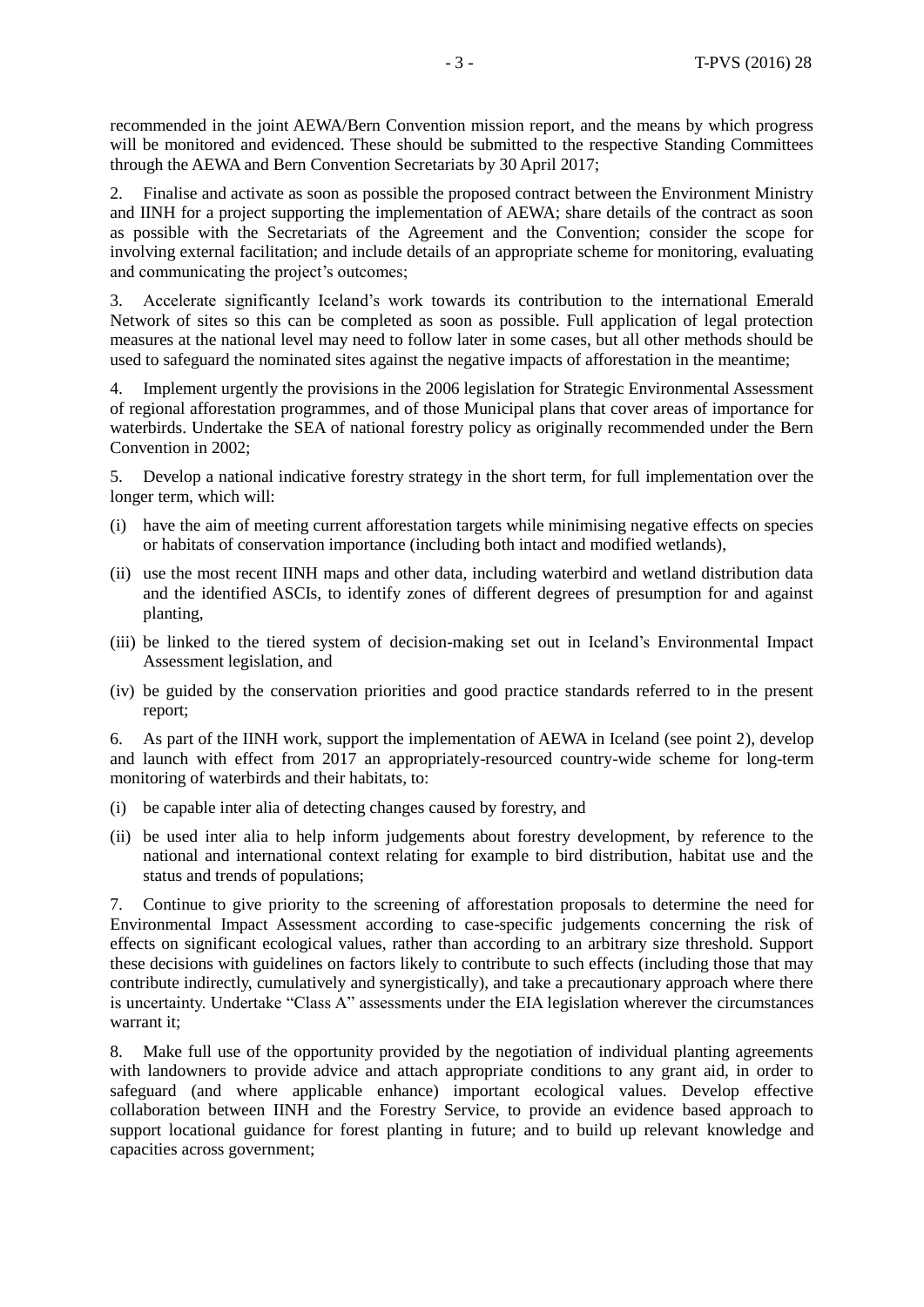recommended in the joint AEWA/Bern Convention mission report, and the means by which progress will be monitored and evidenced. These should be submitted to the respective Standing Committees through the AEWA and Bern Convention Secretariats by 30 April 2017;

2. Finalise and activate as soon as possible the proposed contract between the Environment Ministry and IINH for a project supporting the implementation of AEWA; share details of the contract as soon as possible with the Secretariats of the Agreement and the Convention; consider the scope for involving external facilitation; and include details of an appropriate scheme for monitoring, evaluating and communicating the project's outcomes;

3. Accelerate significantly Iceland's work towards its contribution to the international Emerald Network of sites so this can be completed as soon as possible. Full application of legal protection measures at the national level may need to follow later in some cases, but all other methods should be used to safeguard the nominated sites against the negative impacts of afforestation in the meantime;

4. Implement urgently the provisions in the 2006 legislation for Strategic Environmental Assessment of regional afforestation programmes, and of those Municipal plans that cover areas of importance for waterbirds. Undertake the SEA of national forestry policy as originally recommended under the Bern Convention in 2002;

5. Develop a national indicative forestry strategy in the short term, for full implementation over the longer term, which will:

(i) have the aim of meeting current afforestation targets while minimising negative effects on species or habitats of conservation importance (including both intact and modified wetlands),

(ii) use the most recent IINH maps and other data, including waterbird and wetland distribution data and the identified ASCIs, to identify zones of different degrees of presumption for and against planting,

(iii) be linked to the tiered system of decision-making set out in Iceland's Environmental Impact Assessment legislation, and

(iv) be guided by the conservation priorities and good practice standards referred to in the present report;

6. As part of the IINH work, support the implementation of AEWA in Iceland (see point 2), develop and launch with effect from 2017 an appropriately-resourced country-wide scheme for long-term monitoring of waterbirds and their habitats, to:

(i) be capable inter alia of detecting changes caused by forestry, and

(ii) be used inter alia to help inform judgements about forestry development, by reference to the national and international context relating for example to bird distribution, habitat use and the status and trends of populations;

7. Continue to give priority to the screening of afforestation proposals to determine the need for Environmental Impact Assessment according to case-specific judgements concerning the risk of effects on significant ecological values, rather than according to an arbitrary size threshold. Support these decisions with guidelines on factors likely to contribute to such effects (including those that may contribute indirectly, cumulatively and synergistically), and take a precautionary approach where there is uncertainty. Undertake "Class A" assessments under the EIA legislation wherever the circumstances warrant it;

8. Make full use of the opportunity provided by the negotiation of individual planting agreements with landowners to provide advice and attach appropriate conditions to any grant aid, in order to safeguard (and where applicable enhance) important ecological values. Develop effective collaboration between IINH and the Forestry Service, to provide an evidence based approach to support locational guidance for forest planting in future; and to build up relevant knowledge and capacities across government;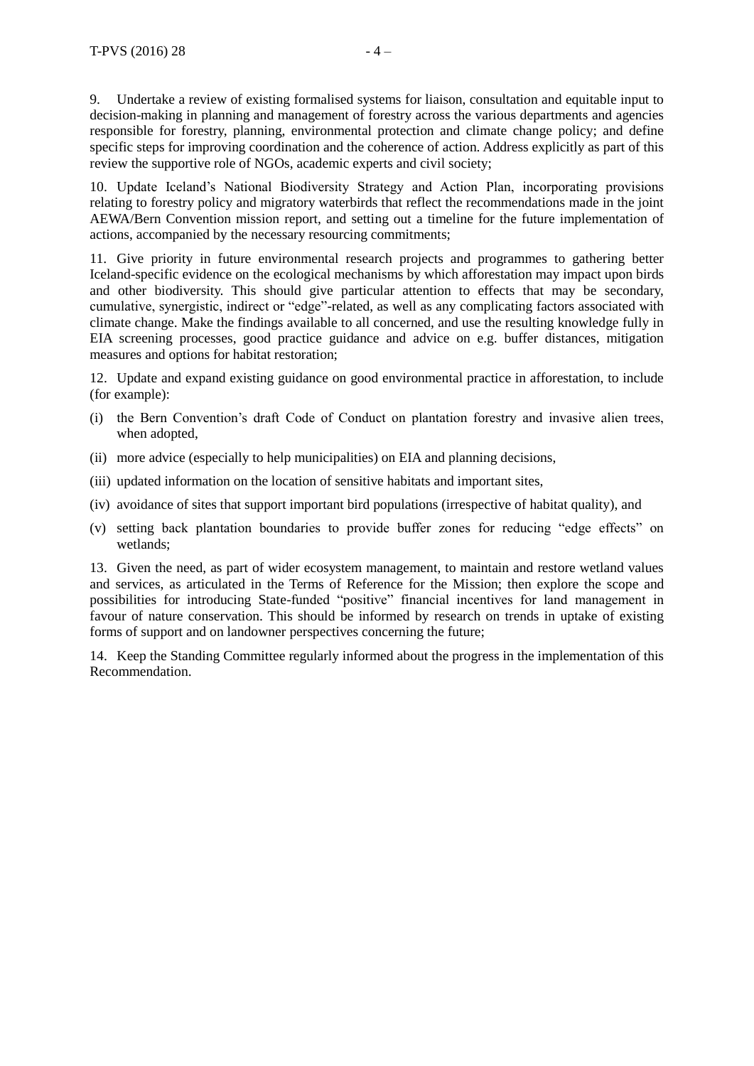9. Undertake a review of existing formalised systems for liaison, consultation and equitable input to decision-making in planning and management of forestry across the various departments and agencies responsible for forestry, planning, environmental protection and climate change policy; and define specific steps for improving coordination and the coherence of action. Address explicitly as part of this review the supportive role of NGOs, academic experts and civil society;

10. Update Iceland's National Biodiversity Strategy and Action Plan, incorporating provisions relating to forestry policy and migratory waterbirds that reflect the recommendations made in the joint AEWA/Bern Convention mission report, and setting out a timeline for the future implementation of actions, accompanied by the necessary resourcing commitments;

11. Give priority in future environmental research projects and programmes to gathering better Iceland-specific evidence on the ecological mechanisms by which afforestation may impact upon birds and other biodiversity. This should give particular attention to effects that may be secondary, cumulative, synergistic, indirect or "edge"-related, as well as any complicating factors associated with climate change. Make the findings available to all concerned, and use the resulting knowledge fully in EIA screening processes, good practice guidance and advice on e.g. buffer distances, mitigation measures and options for habitat restoration;

12. Update and expand existing guidance on good environmental practice in afforestation, to include (for example):

(i) the Bern Convention's draft Code of Conduct on plantation forestry and invasive alien trees, when adopted,

(ii) more advice (especially to help municipalities) on EIA and planning decisions,

(iii) updated information on the location of sensitive habitats and important sites,

(iv) avoidance of sites that support important bird populations (irrespective of habitat quality), and

(v) setting back plantation boundaries to provide buffer zones for reducing "edge effects" on wetlands;

13. Given the need, as part of wider ecosystem management, to maintain and restore wetland values and services, as articulated in the Terms of Reference for the Mission; then explore the scope and possibilities for introducing State-funded "positive" financial incentives for land management in favour of nature conservation. This should be informed by research on trends in uptake of existing forms of support and on landowner perspectives concerning the future;

14. Keep the Standing Committee regularly informed about the progress in the implementation of this Recommendation.